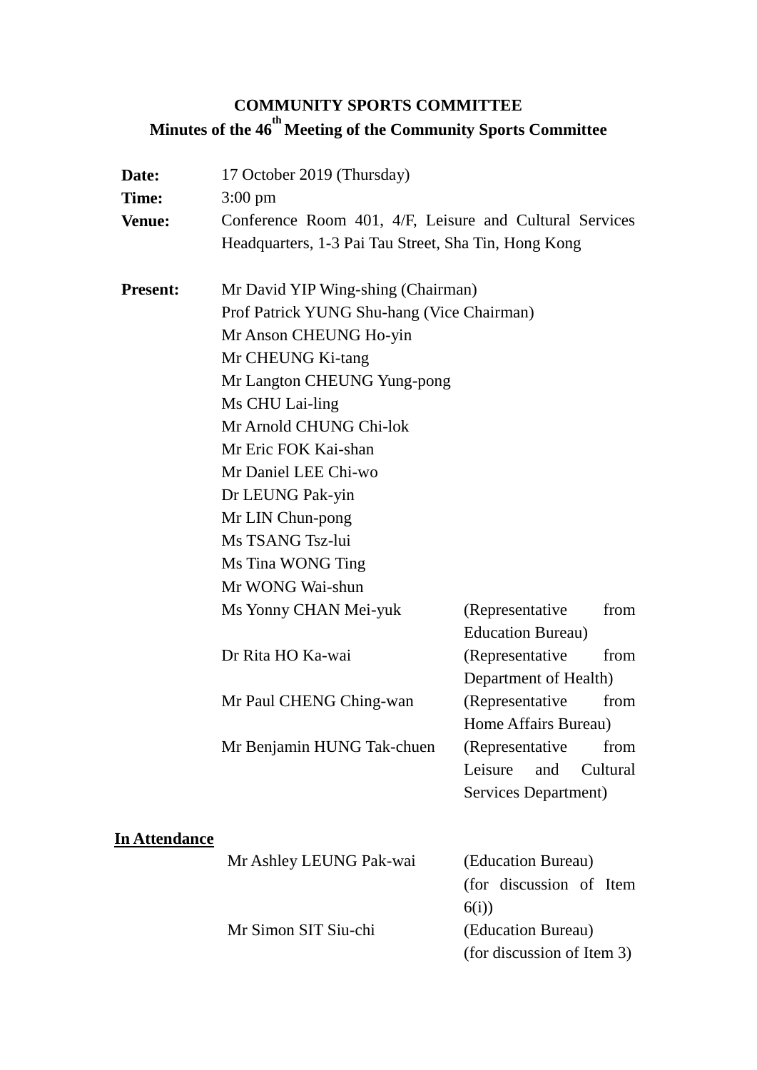# COMMUNITY SPORTS COMMITTEE

## Minutes of the 46th Meeting of the Community Sports Committee

**Date:** 17 October 2019 (Thursday)

**Time:** 3:00 pm

**Venue:** Conference Room 401, 4/F, Leisure and Cultural Services Headquarters, 1-3 Pai Tau Street, Sha Tin, Hong Kong

**Present:**

Mr David YIP Wing-shing (Chairman)
Prof Patrick YUNG Shu-hang (Vice Chairman)
Mr Anson CHEUNG Ho-yin
Mr CHEUNG Ki-tang
Mr Langton CHEUNG Yung-pong
Ms CHU Lai-ling
Mr Arnold CHUNG Chi-lok
Mr Eric FOK Kai-shan
Mr Daniel LEE Chi-wo
Dr LEUNG Pak-yin
Mr LIN Chun-pong
Ms TSANG Tsz-lui
Ms Tina WONG Ting
Mr WONG Wai-shun

| | |
|---|---|
| Ms Yonny CHAN Mei-yuk | (Representative from Education Bureau) |
| Dr Rita HO Ka-wai | (Representative from Department of Health) |
| Mr Paul CHENG Ching-wan | (Representative from Home Affairs Bureau) |
| Mr Benjamin HUNG Tak-chuen | (Representative from Leisure and Cultural Services Department) |

**In Attendance**

| | |
|---|---|
| Mr Ashley LEUNG Pak-wai | (Education Bureau) (for discussion of Item 6(i)) |
| Mr Simon SIT Siu-chi | (Education Bureau) (for discussion of Item 3) |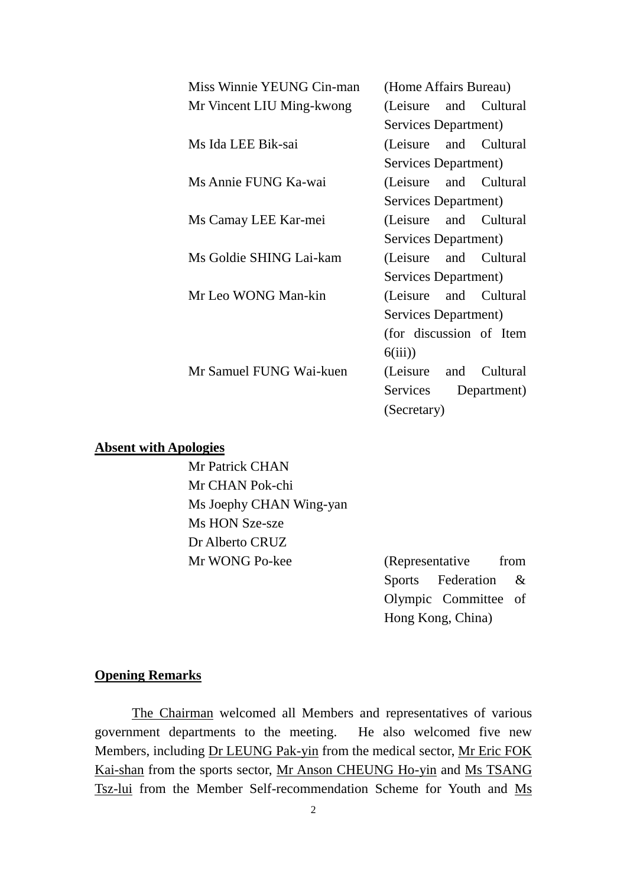| | |
|---|---|
| Miss Winnie YEUNG Cin-man | (Home Affairs Bureau) |
| Mr Vincent LIU Ming-kwong | (Leisure and Cultural Services Department) |
| Ms Ida LEE Bik-sai | (Leisure and Cultural Services Department) |
| Ms Annie FUNG Ka-wai | (Leisure and Cultural Services Department) |
| Ms Camay LEE Kar-mei | (Leisure and Cultural Services Department) |
| Ms Goldie SHING Lai-kam | (Leisure and Cultural Services Department) |
| Mr Leo WONG Man-kin | (Leisure and Cultural Services Department) (for discussion of Item 6(iii)) |
| Mr Samuel FUNG Wai-kuen | (Leisure and Cultural Services Department) (Secretary) |

**Absent with Apologies**

| | |
|---|---|
| Mr Patrick CHAN | |
| Mr CHAN Pok-chi | |
| Ms Joephy CHAN Wing-yan | |
| Ms HON Sze-sze | |
| Dr Alberto CRUZ | |
| Mr WONG Po-kee | (Representative from Sports Federation & Olympic Committee of Hong Kong, China) |

**Opening Remarks**

The Chairman welcomed all Members and representatives of various government departments to the meeting. He also welcomed five new Members, including Dr LEUNG Pak-yin from the medical sector, Mr Eric FOK Kai-shan from the sports sector, Mr Anson CHEUNG Ho-yin and Ms TSANG Tsz-lui from the Member Self-recommendation Scheme for Youth and Ms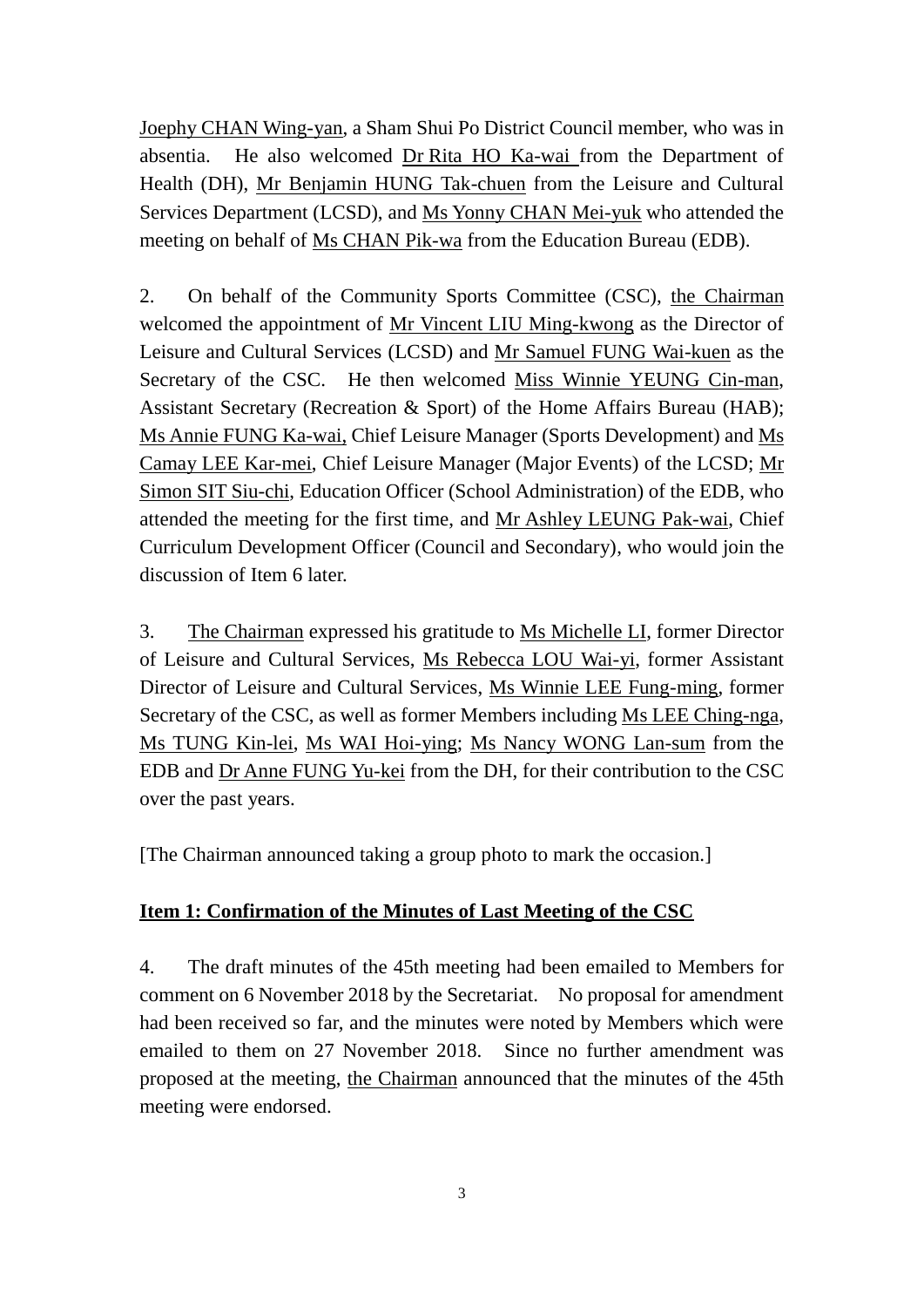Joephy CHAN Wing-yan, a Sham Shui Po District Council member, who was in absentia. He also welcomed Dr Rita HO Ka-wai from the Department of Health (DH), Mr Benjamin HUNG Tak-chuen from the Leisure and Cultural Services Department (LCSD), and Ms Yonny CHAN Mei-yuk who attended the meeting on behalf of Ms CHAN Pik-wa from the Education Bureau (EDB).

2. On behalf of the Community Sports Committee (CSC), the Chairman welcomed the appointment of Mr Vincent LIU Ming-kwong as the Director of Leisure and Cultural Services (LCSD) and Mr Samuel FUNG Wai-kuen as the Secretary of the CSC. He then welcomed Miss Winnie YEUNG Cin-man, Assistant Secretary (Recreation & Sport) of the Home Affairs Bureau (HAB); Ms Annie FUNG Ka-wai, Chief Leisure Manager (Sports Development) and Ms Camay LEE Kar-mei, Chief Leisure Manager (Major Events) of the LCSD; Mr Simon SIT Siu-chi, Education Officer (School Administration) of the EDB, who attended the meeting for the first time, and Mr Ashley LEUNG Pak-wai, Chief Curriculum Development Officer (Council and Secondary), who would join the discussion of Item 6 later.

3. The Chairman expressed his gratitude to Ms Michelle LI, former Director of Leisure and Cultural Services, Ms Rebecca LOU Wai-yi, former Assistant Director of Leisure and Cultural Services, Ms Winnie LEE Fung-ming, former Secretary of the CSC, as well as former Members including Ms LEE Ching-nga, Ms TUNG Kin-lei, Ms WAI Hoi-ying; Ms Nancy WONG Lan-sum from the EDB and Dr Anne FUNG Yu-kei from the DH, for their contribution to the CSC over the past years.

[The Chairman announced taking a group photo to mark the occasion.]

**Item 1: Confirmation of the Minutes of Last Meeting of the CSC**

4. The draft minutes of the 45th meeting had been emailed to Members for comment on 6 November 2018 by the Secretariat. No proposal for amendment had been received so far, and the minutes were noted by Members which were emailed to them on 27 November 2018. Since no further amendment was proposed at the meeting, the Chairman announced that the minutes of the 45th meeting were endorsed.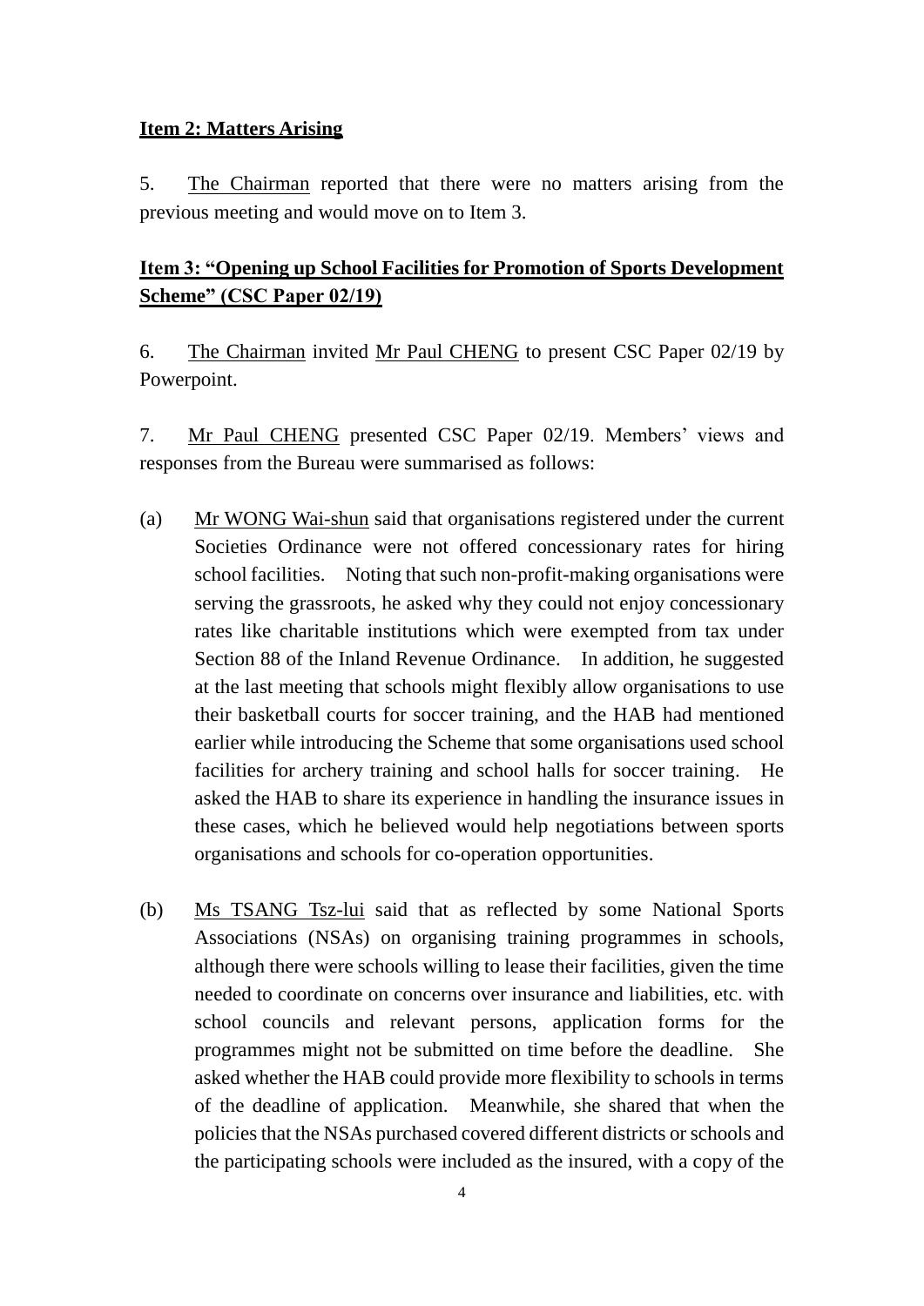**Item 2: Matters Arising**

5. The Chairman reported that there were no matters arising from the previous meeting and would move on to Item 3.

**Item 3: "Opening up School Facilities for Promotion of Sports Development Scheme" (CSC Paper 02/19)**

6. The Chairman invited Mr Paul CHENG to present CSC Paper 02/19 by Powerpoint.

7. Mr Paul CHENG presented CSC Paper 02/19. Members' views and responses from the Bureau were summarised as follows:

(a) Mr WONG Wai-shun said that organisations registered under the current Societies Ordinance were not offered concessionary rates for hiring school facilities. Noting that such non-profit-making organisations were serving the grassroots, he asked why they could not enjoy concessionary rates like charitable institutions which were exempted from tax under Section 88 of the Inland Revenue Ordinance. In addition, he suggested at the last meeting that schools might flexibly allow organisations to use their basketball courts for soccer training, and the HAB had mentioned earlier while introducing the Scheme that some organisations used school facilities for archery training and school halls for soccer training. He asked the HAB to share its experience in handling the insurance issues in these cases, which he believed would help negotiations between sports organisations and schools for co-operation opportunities.

(b) Ms TSANG Tsz-lui said that as reflected by some National Sports Associations (NSAs) on organising training programmes in schools, although there were schools willing to lease their facilities, given the time needed to coordinate on concerns over insurance and liabilities, etc. with school councils and relevant persons, application forms for the programmes might not be submitted on time before the deadline. She asked whether the HAB could provide more flexibility to schools in terms of the deadline of application. Meanwhile, she shared that when the policies that the NSAs purchased covered different districts or schools and the participating schools were included as the insured, with a copy of the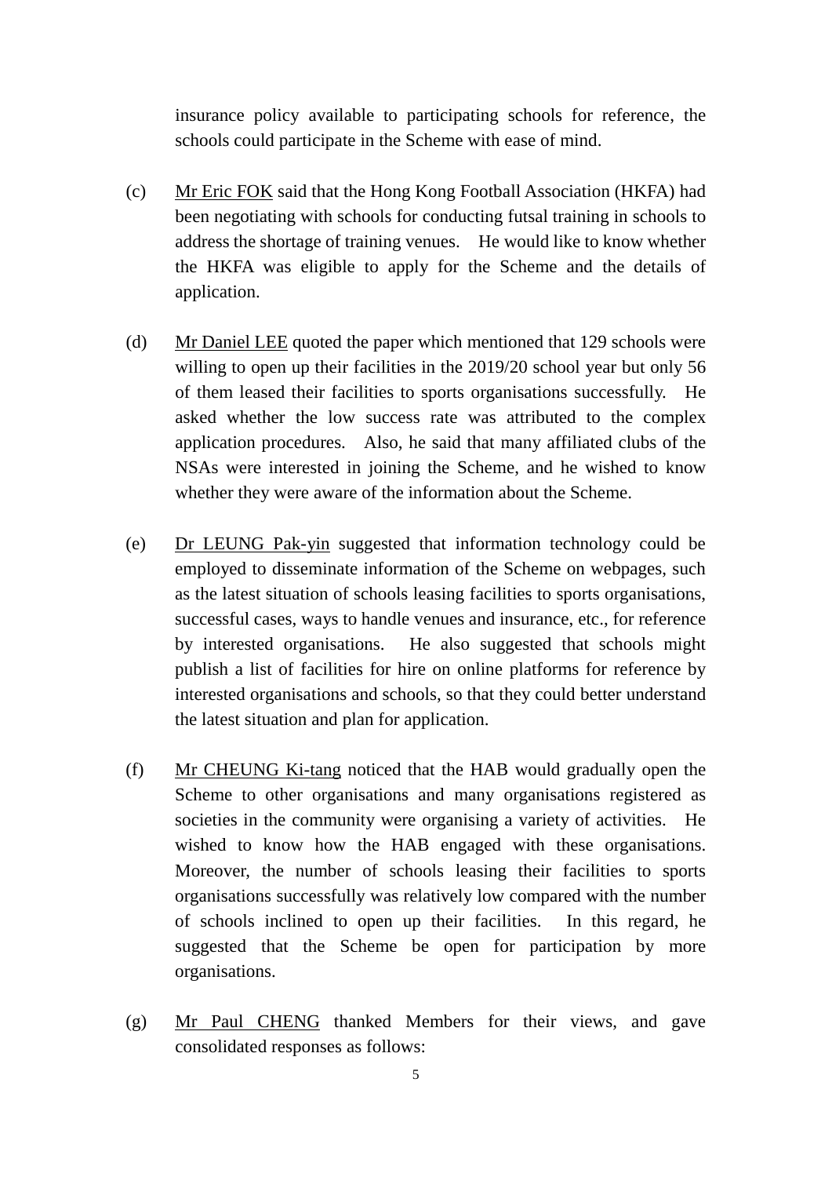insurance policy available to participating schools for reference, the schools could participate in the Scheme with ease of mind.

(c) Mr Eric FOK said that the Hong Kong Football Association (HKFA) had been negotiating with schools for conducting futsal training in schools to address the shortage of training venues. He would like to know whether the HKFA was eligible to apply for the Scheme and the details of application.

(d) Mr Daniel LEE quoted the paper which mentioned that 129 schools were willing to open up their facilities in the 2019/20 school year but only 56 of them leased their facilities to sports organisations successfully. He asked whether the low success rate was attributed to the complex application procedures. Also, he said that many affiliated clubs of the NSAs were interested in joining the Scheme, and he wished to know whether they were aware of the information about the Scheme.

(e) Dr LEUNG Pak-yin suggested that information technology could be employed to disseminate information of the Scheme on webpages, such as the latest situation of schools leasing facilities to sports organisations, successful cases, ways to handle venues and insurance, etc., for reference by interested organisations. He also suggested that schools might publish a list of facilities for hire on online platforms for reference by interested organisations and schools, so that they could better understand the latest situation and plan for application.

(f) Mr CHEUNG Ki-tang noticed that the HAB would gradually open the Scheme to other organisations and many organisations registered as societies in the community were organising a variety of activities. He wished to know how the HAB engaged with these organisations. Moreover, the number of schools leasing their facilities to sports organisations successfully was relatively low compared with the number of schools inclined to open up their facilities. In this regard, he suggested that the Scheme be open for participation by more organisations.

(g) Mr Paul CHENG thanked Members for their views, and gave consolidated responses as follows: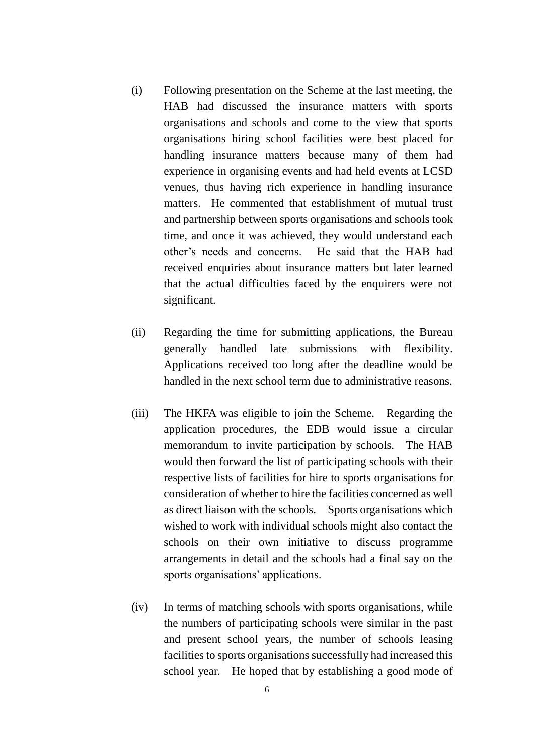(i) Following presentation on the Scheme at the last meeting, the HAB had discussed the insurance matters with sports organisations and schools and come to the view that sports organisations hiring school facilities were best placed for handling insurance matters because many of them had experience in organising events and had held events at LCSD venues, thus having rich experience in handling insurance matters. He commented that establishment of mutual trust and partnership between sports organisations and schools took time, and once it was achieved, they would understand each other's needs and concerns. He said that the HAB had received enquiries about insurance matters but later learned that the actual difficulties faced by the enquirers were not significant.

(ii) Regarding the time for submitting applications, the Bureau generally handled late submissions with flexibility. Applications received too long after the deadline would be handled in the next school term due to administrative reasons.

(iii) The HKFA was eligible to join the Scheme. Regarding the application procedures, the EDB would issue a circular memorandum to invite participation by schools. The HAB would then forward the list of participating schools with their respective lists of facilities for hire to sports organisations for consideration of whether to hire the facilities concerned as well as direct liaison with the schools. Sports organisations which wished to work with individual schools might also contact the schools on their own initiative to discuss programme arrangements in detail and the schools had a final say on the sports organisations' applications.

(iv) In terms of matching schools with sports organisations, while the numbers of participating schools were similar in the past and present school years, the number of schools leasing facilities to sports organisations successfully had increased this school year. He hoped that by establishing a good mode of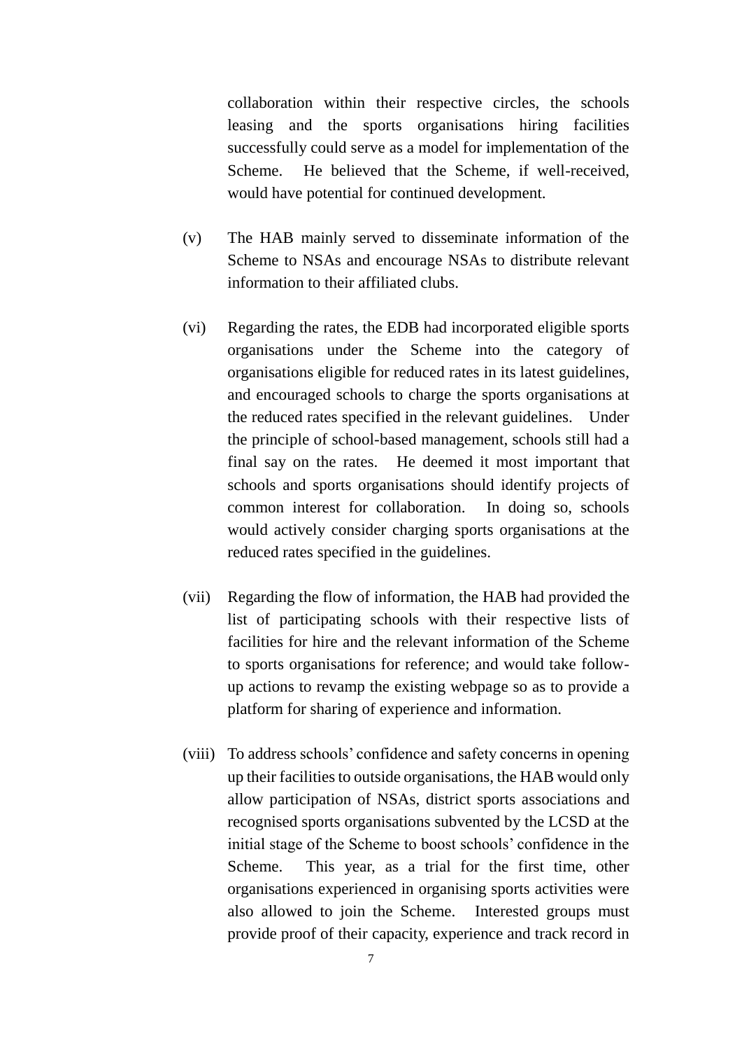collaboration within their respective circles, the schools leasing and the sports organisations hiring facilities successfully could serve as a model for implementation of the Scheme. He believed that the Scheme, if well-received, would have potential for continued development.

(v) The HAB mainly served to disseminate information of the Scheme to NSAs and encourage NSAs to distribute relevant information to their affiliated clubs.

(vi) Regarding the rates, the EDB had incorporated eligible sports organisations under the Scheme into the category of organisations eligible for reduced rates in its latest guidelines, and encouraged schools to charge the sports organisations at the reduced rates specified in the relevant guidelines. Under the principle of school-based management, schools still had a final say on the rates. He deemed it most important that schools and sports organisations should identify projects of common interest for collaboration. In doing so, schools would actively consider charging sports organisations at the reduced rates specified in the guidelines.

(vii) Regarding the flow of information, the HAB had provided the list of participating schools with their respective lists of facilities for hire and the relevant information of the Scheme to sports organisations for reference; and would take follow-up actions to revamp the existing webpage so as to provide a platform for sharing of experience and information.

(viii) To address schools' confidence and safety concerns in opening up their facilities to outside organisations, the HAB would only allow participation of NSAs, district sports associations and recognised sports organisations subvented by the LCSD at the initial stage of the Scheme to boost schools' confidence in the Scheme. This year, as a trial for the first time, other organisations experienced in organising sports activities were also allowed to join the Scheme. Interested groups must provide proof of their capacity, experience and track record in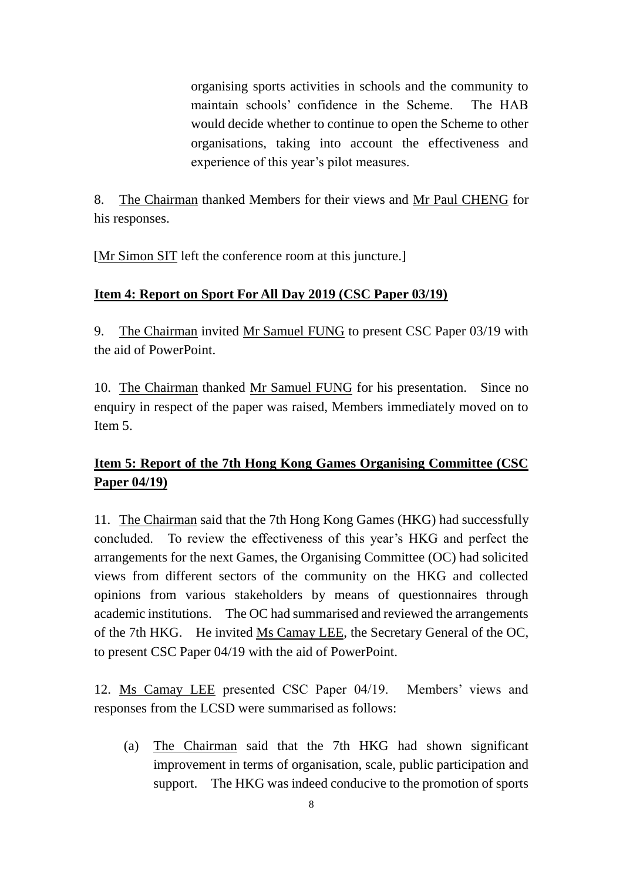organising sports activities in schools and the community to maintain schools' confidence in the Scheme. The HAB would decide whether to continue to open the Scheme to other organisations, taking into account the effectiveness and experience of this year's pilot measures.

8. The Chairman thanked Members for their views and Mr Paul CHENG for his responses.

[Mr Simon SIT left the conference room at this juncture.]

**Item 4: Report on Sport For All Day 2019 (CSC Paper 03/19)**

9. The Chairman invited Mr Samuel FUNG to present CSC Paper 03/19 with the aid of PowerPoint.

10. The Chairman thanked Mr Samuel FUNG for his presentation. Since no enquiry in respect of the paper was raised, Members immediately moved on to Item 5.

**Item 5: Report of the 7th Hong Kong Games Organising Committee (CSC Paper 04/19)**

11. The Chairman said that the 7th Hong Kong Games (HKG) had successfully concluded. To review the effectiveness of this year's HKG and perfect the arrangements for the next Games, the Organising Committee (OC) had solicited views from different sectors of the community on the HKG and collected opinions from various stakeholders by means of questionnaires through academic institutions. The OC had summarised and reviewed the arrangements of the 7th HKG. He invited Ms Camay LEE, the Secretary General of the OC, to present CSC Paper 04/19 with the aid of PowerPoint.

12. Ms Camay LEE presented CSC Paper 04/19. Members' views and responses from the LCSD were summarised as follows:

(a) The Chairman said that the 7th HKG had shown significant improvement in terms of organisation, scale, public participation and support. The HKG was indeed conducive to the promotion of sports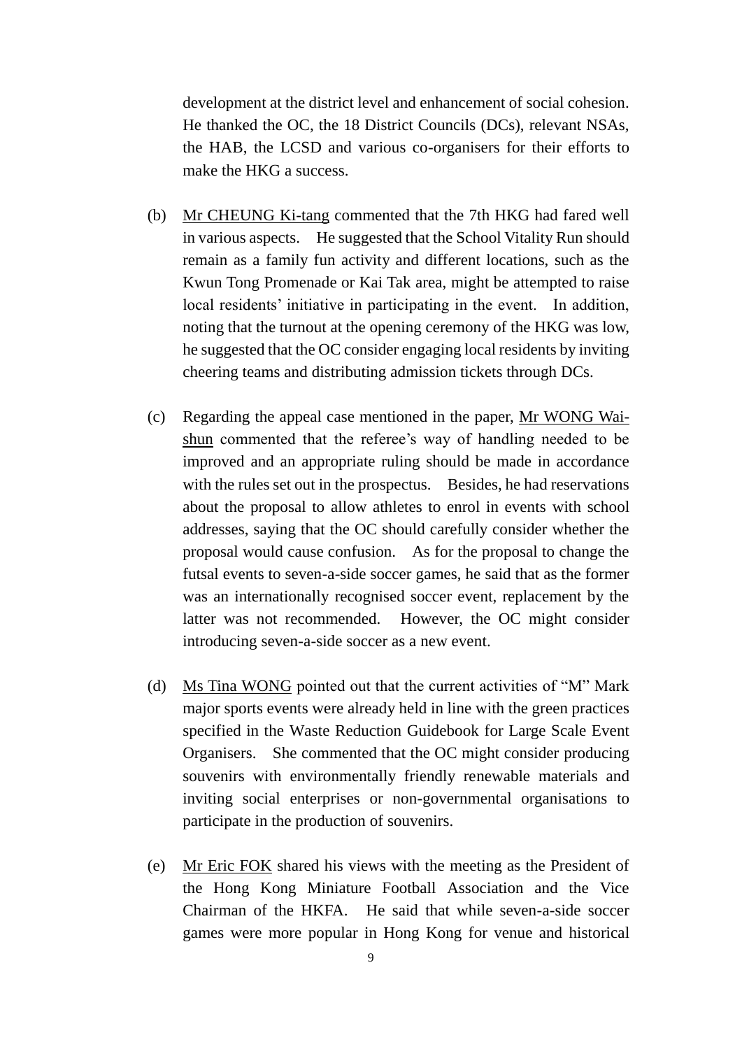development at the district level and enhancement of social cohesion. He thanked the OC, the 18 District Councils (DCs), relevant NSAs, the HAB, the LCSD and various co-organisers for their efforts to make the HKG a success.

(b) Mr CHEUNG Ki-tang commented that the 7th HKG had fared well in various aspects. He suggested that the School Vitality Run should remain as a family fun activity and different locations, such as the Kwun Tong Promenade or Kai Tak area, might be attempted to raise local residents' initiative in participating in the event. In addition, noting that the turnout at the opening ceremony of the HKG was low, he suggested that the OC consider engaging local residents by inviting cheering teams and distributing admission tickets through DCs.

(c) Regarding the appeal case mentioned in the paper, Mr WONG Wai-shun commented that the referee's way of handling needed to be improved and an appropriate ruling should be made in accordance with the rules set out in the prospectus. Besides, he had reservations about the proposal to allow athletes to enrol in events with school addresses, saying that the OC should carefully consider whether the proposal would cause confusion. As for the proposal to change the futsal events to seven-a-side soccer games, he said that as the former was an internationally recognised soccer event, replacement by the latter was not recommended. However, the OC might consider introducing seven-a-side soccer as a new event.

(d) Ms Tina WONG pointed out that the current activities of "M" Mark major sports events were already held in line with the green practices specified in the Waste Reduction Guidebook for Large Scale Event Organisers. She commented that the OC might consider producing souvenirs with environmentally friendly renewable materials and inviting social enterprises or non-governmental organisations to participate in the production of souvenirs.

(e) Mr Eric FOK shared his views with the meeting as the President of the Hong Kong Miniature Football Association and the Vice Chairman of the HKFA. He said that while seven-a-side soccer games were more popular in Hong Kong for venue and historical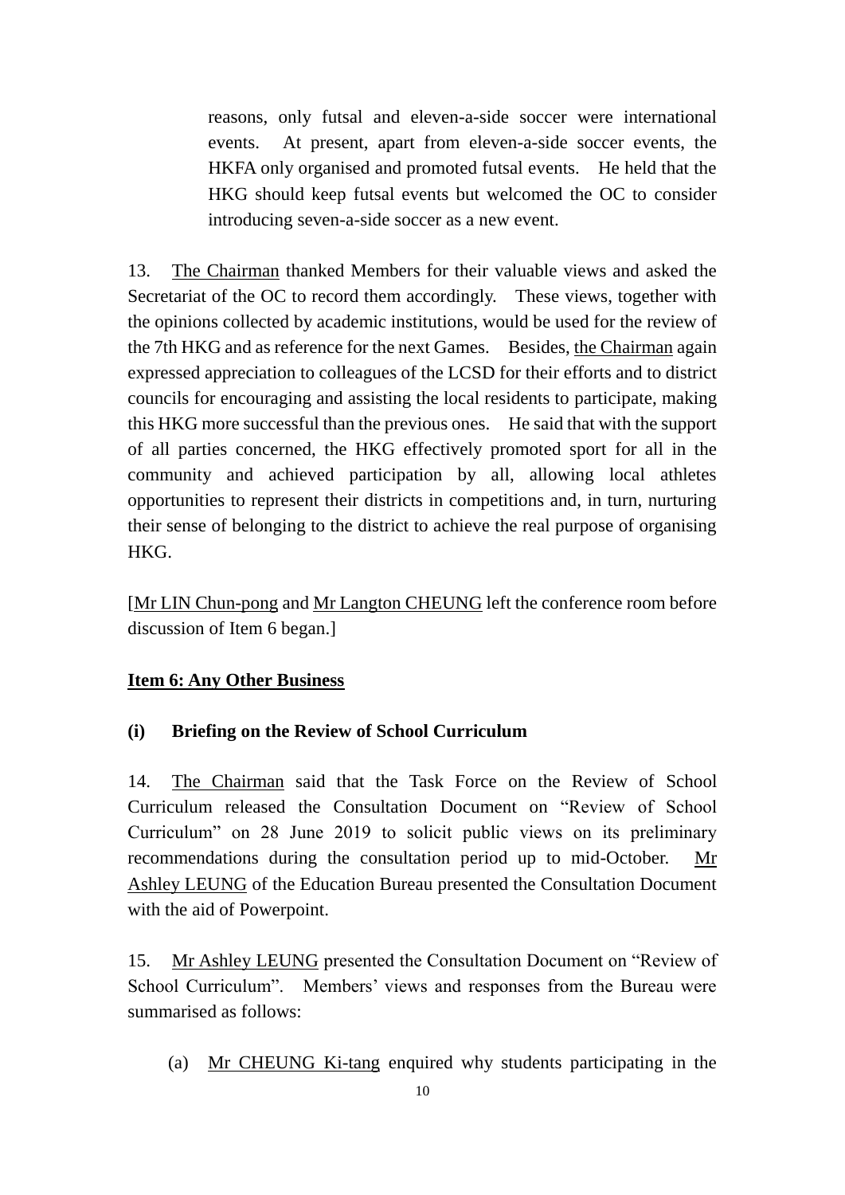reasons, only futsal and eleven-a-side soccer were international events. At present, apart from eleven-a-side soccer events, the HKFA only organised and promoted futsal events. He held that the HKG should keep futsal events but welcomed the OC to consider introducing seven-a-side soccer as a new event.

13. The Chairman thanked Members for their valuable views and asked the Secretariat of the OC to record them accordingly. These views, together with the opinions collected by academic institutions, would be used for the review of the 7th HKG and as reference for the next Games. Besides, the Chairman again expressed appreciation to colleagues of the LCSD for their efforts and to district councils for encouraging and assisting the local residents to participate, making this HKG more successful than the previous ones. He said that with the support of all parties concerned, the HKG effectively promoted sport for all in the community and achieved participation by all, allowing local athletes opportunities to represent their districts in competitions and, in turn, nurturing their sense of belonging to the district to achieve the real purpose of organising HKG.

[Mr LIN Chun-pong and Mr Langton CHEUNG left the conference room before discussion of Item 6 began.]

## Item 6: Any Other Business

### (i) Briefing on the Review of School Curriculum

14. The Chairman said that the Task Force on the Review of School Curriculum released the Consultation Document on "Review of School Curriculum" on 28 June 2019 to solicit public views on its preliminary recommendations during the consultation period up to mid-October. Mr Ashley LEUNG of the Education Bureau presented the Consultation Document with the aid of Powerpoint.

15. Mr Ashley LEUNG presented the Consultation Document on "Review of School Curriculum". Members' views and responses from the Bureau were summarised as follows:

(a) Mr CHEUNG Ki-tang enquired why students participating in the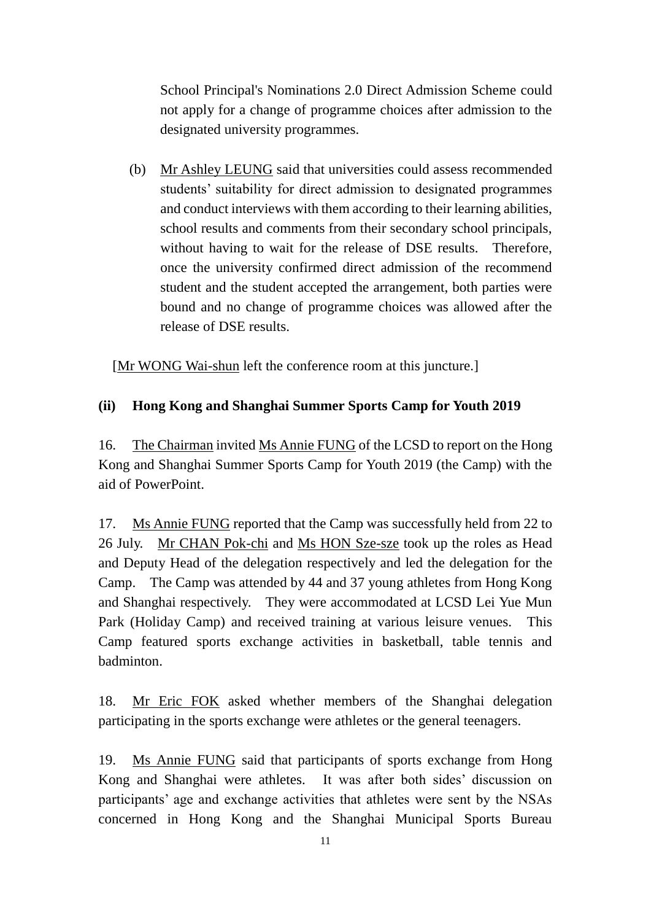School Principal's Nominations 2.0 Direct Admission Scheme could not apply for a change of programme choices after admission to the designated university programmes.

(b) Mr Ashley LEUNG said that universities could assess recommended students' suitability for direct admission to designated programmes and conduct interviews with them according to their learning abilities, school results and comments from their secondary school principals, without having to wait for the release of DSE results. Therefore, once the university confirmed direct admission of the recommend student and the student accepted the arrangement, both parties were bound and no change of programme choices was allowed after the release of DSE results.

[Mr WONG Wai-shun left the conference room at this juncture.]

**(ii) Hong Kong and Shanghai Summer Sports Camp for Youth 2019**

16. The Chairman invited Ms Annie FUNG of the LCSD to report on the Hong Kong and Shanghai Summer Sports Camp for Youth 2019 (the Camp) with the aid of PowerPoint.

17. Ms Annie FUNG reported that the Camp was successfully held from 22 to 26 July. Mr CHAN Pok-chi and Ms HON Sze-sze took up the roles as Head and Deputy Head of the delegation respectively and led the delegation for the Camp. The Camp was attended by 44 and 37 young athletes from Hong Kong and Shanghai respectively. They were accommodated at LCSD Lei Yue Mun Park (Holiday Camp) and received training at various leisure venues. This Camp featured sports exchange activities in basketball, table tennis and badminton.

18. Mr Eric FOK asked whether members of the Shanghai delegation participating in the sports exchange were athletes or the general teenagers.

19. Ms Annie FUNG said that participants of sports exchange from Hong Kong and Shanghai were athletes. It was after both sides' discussion on participants' age and exchange activities that athletes were sent by the NSAs concerned in Hong Kong and the Shanghai Municipal Sports Bureau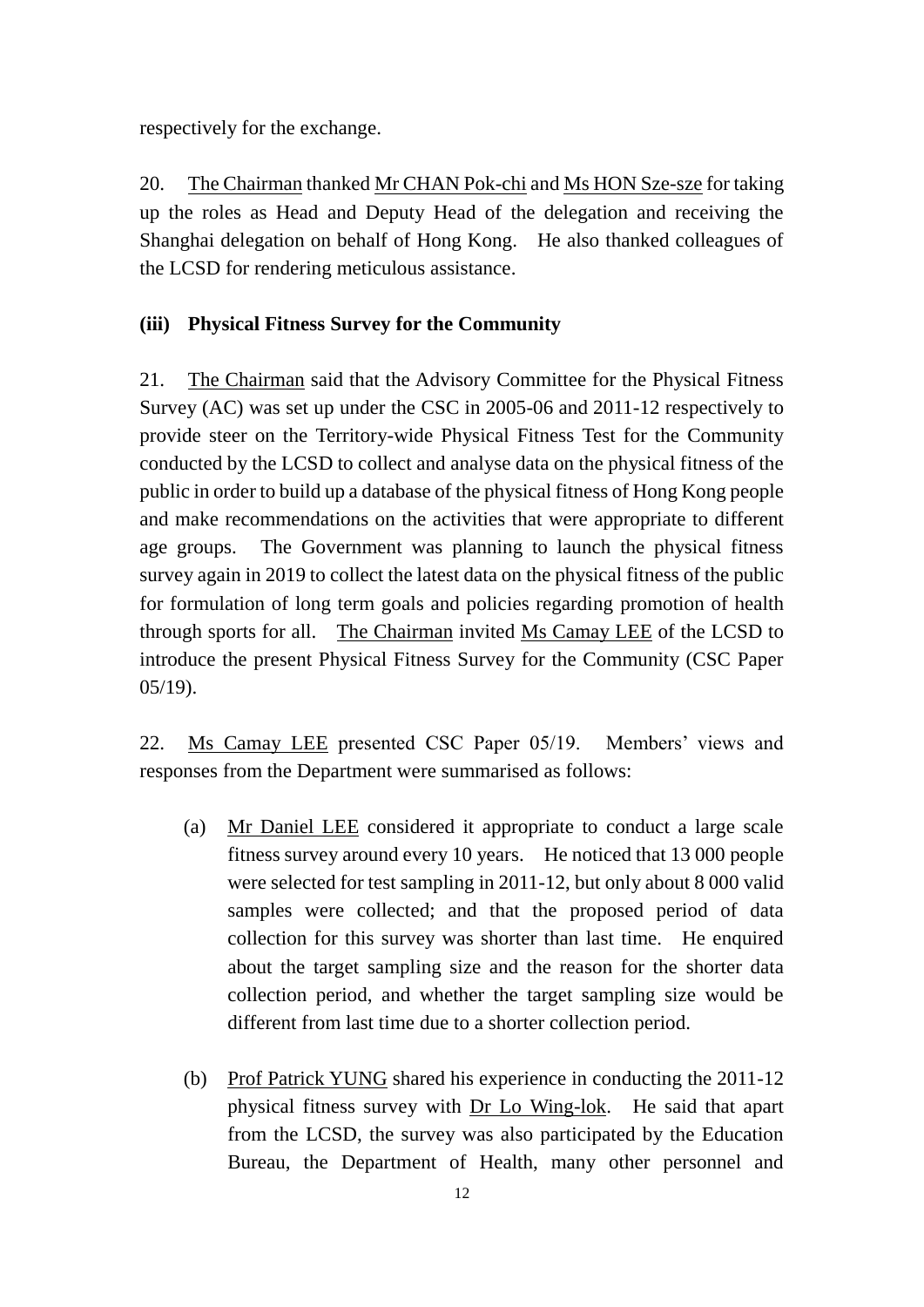respectively for the exchange.

20. The Chairman thanked Mr CHAN Pok-chi and Ms HON Sze-sze for taking up the roles as Head and Deputy Head of the delegation and receiving the Shanghai delegation on behalf of Hong Kong. He also thanked colleagues of the LCSD for rendering meticulous assistance.

**(iii) Physical Fitness Survey for the Community**

21. The Chairman said that the Advisory Committee for the Physical Fitness Survey (AC) was set up under the CSC in 2005-06 and 2011-12 respectively to provide steer on the Territory-wide Physical Fitness Test for the Community conducted by the LCSD to collect and analyse data on the physical fitness of the public in order to build up a database of the physical fitness of Hong Kong people and make recommendations on the activities that were appropriate to different age groups. The Government was planning to launch the physical fitness survey again in 2019 to collect the latest data on the physical fitness of the public for formulation of long term goals and policies regarding promotion of health through sports for all. The Chairman invited Ms Camay LEE of the LCSD to introduce the present Physical Fitness Survey for the Community (CSC Paper 05/19).

22. Ms Camay LEE presented CSC Paper 05/19. Members' views and responses from the Department were summarised as follows:

(a) Mr Daniel LEE considered it appropriate to conduct a large scale fitness survey around every 10 years. He noticed that 13 000 people were selected for test sampling in 2011-12, but only about 8 000 valid samples were collected; and that the proposed period of data collection for this survey was shorter than last time. He enquired about the target sampling size and the reason for the shorter data collection period, and whether the target sampling size would be different from last time due to a shorter collection period.

(b) Prof Patrick YUNG shared his experience in conducting the 2011-12 physical fitness survey with Dr Lo Wing-lok. He said that apart from the LCSD, the survey was also participated by the Education Bureau, the Department of Health, many other personnel and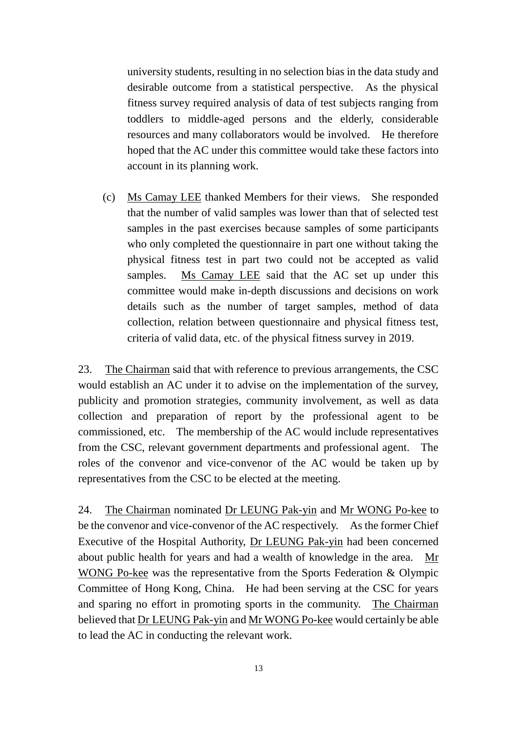university students, resulting in no selection bias in the data study and desirable outcome from a statistical perspective. As the physical fitness survey required analysis of data of test subjects ranging from toddlers to middle-aged persons and the elderly, considerable resources and many collaborators would be involved. He therefore hoped that the AC under this committee would take these factors into account in its planning work.

(c) Ms Camay LEE thanked Members for their views. She responded that the number of valid samples was lower than that of selected test samples in the past exercises because samples of some participants who only completed the questionnaire in part one without taking the physical fitness test in part two could not be accepted as valid samples. Ms Camay LEE said that the AC set up under this committee would make in-depth discussions and decisions on work details such as the number of target samples, method of data collection, relation between questionnaire and physical fitness test, criteria of valid data, etc. of the physical fitness survey in 2019.

23. The Chairman said that with reference to previous arrangements, the CSC would establish an AC under it to advise on the implementation of the survey, publicity and promotion strategies, community involvement, as well as data collection and preparation of report by the professional agent to be commissioned, etc. The membership of the AC would include representatives from the CSC, relevant government departments and professional agent. The roles of the convenor and vice-convenor of the AC would be taken up by representatives from the CSC to be elected at the meeting.

24. The Chairman nominated Dr LEUNG Pak-yin and Mr WONG Po-kee to be the convenor and vice-convenor of the AC respectively. As the former Chief Executive of the Hospital Authority, Dr LEUNG Pak-yin had been concerned about public health for years and had a wealth of knowledge in the area. Mr WONG Po-kee was the representative from the Sports Federation & Olympic Committee of Hong Kong, China. He had been serving at the CSC for years and sparing no effort in promoting sports in the community. The Chairman believed that Dr LEUNG Pak-yin and Mr WONG Po-kee would certainly be able to lead the AC in conducting the relevant work.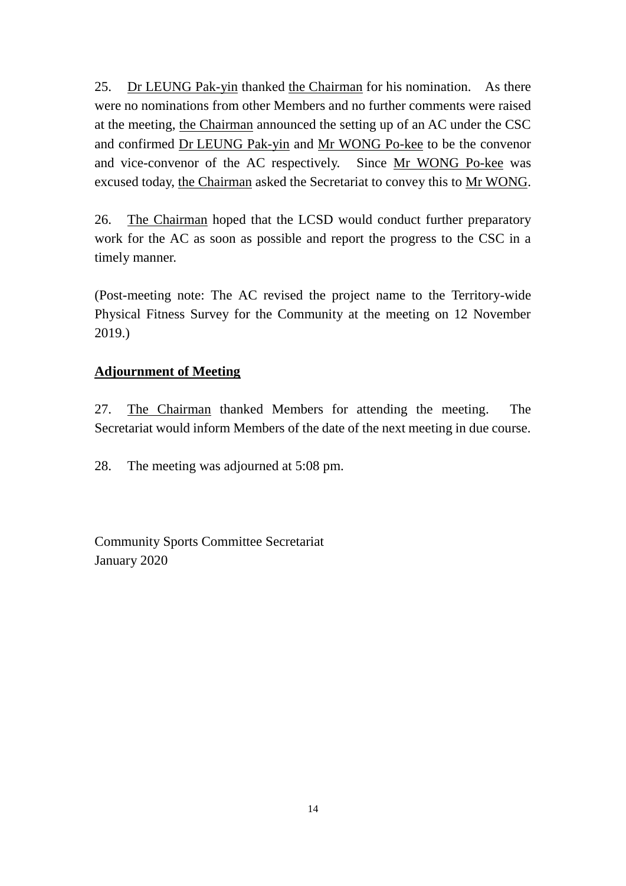25. Dr LEUNG Pak-yin thanked the Chairman for his nomination. As there were no nominations from other Members and no further comments were raised at the meeting, the Chairman announced the setting up of an AC under the CSC and confirmed Dr LEUNG Pak-yin and Mr WONG Po-kee to be the convenor and vice-convenor of the AC respectively. Since Mr WONG Po-kee was excused today, the Chairman asked the Secretariat to convey this to Mr WONG.

26. The Chairman hoped that the LCSD would conduct further preparatory work for the AC as soon as possible and report the progress to the CSC in a timely manner.

(Post-meeting note: The AC revised the project name to the Territory-wide Physical Fitness Survey for the Community at the meeting on 12 November 2019.)

**Adjournment of Meeting**

27. The Chairman thanked Members for attending the meeting. The Secretariat would inform Members of the date of the next meeting in due course.

28. The meeting was adjourned at 5:08 pm.

Community Sports Committee Secretariat
January 2020